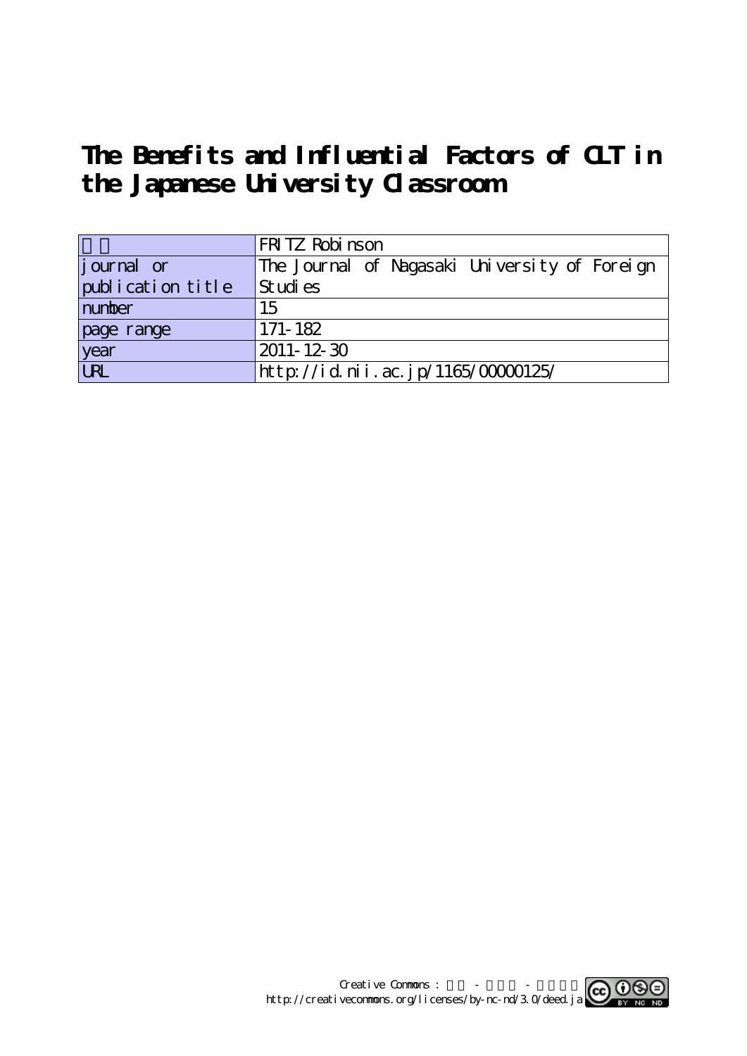# The Benefits and Influential Factors of CLT in the Japanese University Classroom

| | |
|---|---|
| | FRITZ Robinson |
| journal or publication title | The Journal of Nagasaki University of Foreign Studies |
| number | 15 |
| page range | 171-182 |
| year | 2011-12-30 |
| URL | http://id.nii.ac.jp/1165/00000125/ |

Creative Commons : - -
http://creativecommons.org/licenses/by-nc-nd/3.0/deed.ja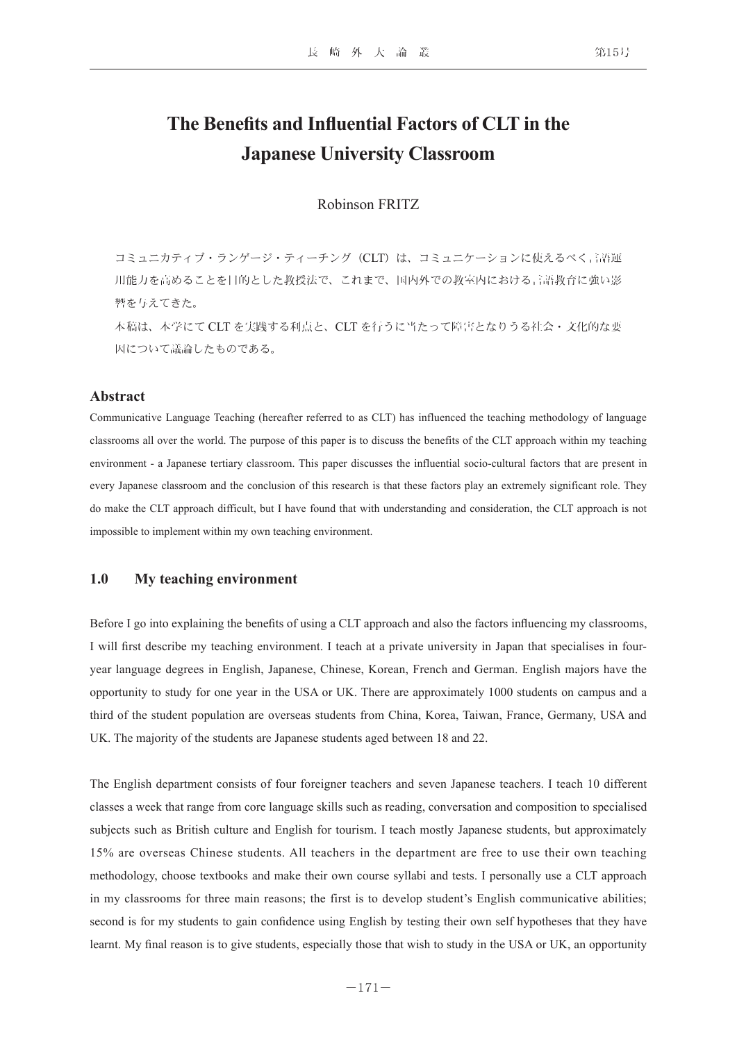# The Benefits and Influential Factors of CLT in the Japanese University Classroom

Robinson FRITZ

コミュニカティブ・ランゲージ・ティーチング（CLT）は、コミュニケーションに使えるべく言語運用能力を高めることを目的とした教授法で、これまで、国内外での教室内における言語教育に強い影響を与えてきた。

本稿は、本学にて CLT を実践する利点と、CLT を行うに当たって障害となりうる社会・文化的な要因について議論したものである。

## Abstract

Communicative Language Teaching (hereafter referred to as CLT) has influenced the teaching methodology of language classrooms all over the world. The purpose of this paper is to discuss the benefits of the CLT approach within my teaching environment - a Japanese tertiary classroom. This paper discusses the influential socio-cultural factors that are present in every Japanese classroom and the conclusion of this research is that these factors play an extremely significant role. They do make the CLT approach difficult, but I have found that with understanding and consideration, the CLT approach is not impossible to implement within my own teaching environment.

## 1.0 My teaching environment

Before I go into explaining the benefits of using a CLT approach and also the factors influencing my classrooms, I will first describe my teaching environment. I teach at a private university in Japan that specialises in four-year language degrees in English, Japanese, Chinese, Korean, French and German. English majors have the opportunity to study for one year in the USA or UK. There are approximately 1000 students on campus and a third of the student population are overseas students from China, Korea, Taiwan, France, Germany, USA and UK. The majority of the students are Japanese students aged between 18 and 22.

The English department consists of four foreigner teachers and seven Japanese teachers. I teach 10 different classes a week that range from core language skills such as reading, conversation and composition to specialised subjects such as British culture and English for tourism. I teach mostly Japanese students, but approximately 15% are overseas Chinese students. All teachers in the department are free to use their own teaching methodology, choose textbooks and make their own course syllabi and tests. I personally use a CLT approach in my classrooms for three main reasons; the first is to develop student's English communicative abilities; second is for my students to gain confidence using English by testing their own self hypotheses that they have learnt. My final reason is to give students, especially those that wish to study in the USA or UK, an opportunity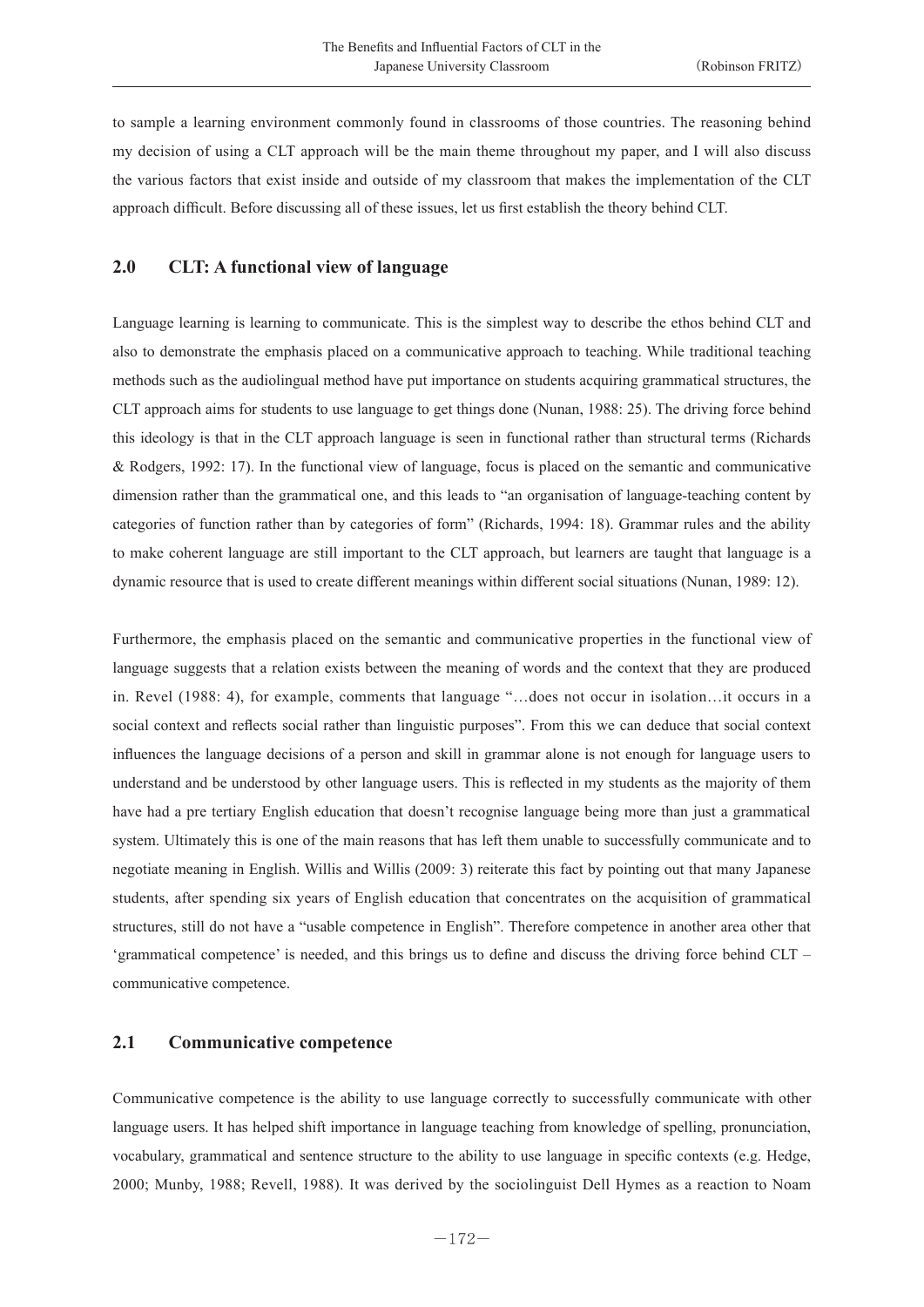to sample a learning environment commonly found in classrooms of those countries. The reasoning behind my decision of using a CLT approach will be the main theme throughout my paper, and I will also discuss the various factors that exist inside and outside of my classroom that makes the implementation of the CLT approach difficult. Before discussing all of these issues, let us first establish the theory behind CLT.

## 2.0 CLT: A functional view of language

Language learning is learning to communicate. This is the simplest way to describe the ethos behind CLT and also to demonstrate the emphasis placed on a communicative approach to teaching. While traditional teaching methods such as the audiolingual method have put importance on students acquiring grammatical structures, the CLT approach aims for students to use language to get things done (Nunan, 1988: 25). The driving force behind this ideology is that in the CLT approach language is seen in functional rather than structural terms (Richards & Rodgers, 1992: 17). In the functional view of language, focus is placed on the semantic and communicative dimension rather than the grammatical one, and this leads to "an organisation of language-teaching content by categories of function rather than by categories of form" (Richards, 1994: 18). Grammar rules and the ability to make coherent language are still important to the CLT approach, but learners are taught that language is a dynamic resource that is used to create different meanings within different social situations (Nunan, 1989: 12).

Furthermore, the emphasis placed on the semantic and communicative properties in the functional view of language suggests that a relation exists between the meaning of words and the context that they are produced in. Revel (1988: 4), for example, comments that language "…does not occur in isolation…it occurs in a social context and reflects social rather than linguistic purposes". From this we can deduce that social context influences the language decisions of a person and skill in grammar alone is not enough for language users to understand and be understood by other language users. This is reflected in my students as the majority of them have had a pre tertiary English education that doesn't recognise language being more than just a grammatical system. Ultimately this is one of the main reasons that has left them unable to successfully communicate and to negotiate meaning in English. Willis and Willis (2009: 3) reiterate this fact by pointing out that many Japanese students, after spending six years of English education that concentrates on the acquisition of grammatical structures, still do not have a "usable competence in English". Therefore competence in another area other that 'grammatical competence' is needed, and this brings us to define and discuss the driving force behind CLT – communicative competence.

## 2.1 Communicative competence

Communicative competence is the ability to use language correctly to successfully communicate with other language users. It has helped shift importance in language teaching from knowledge of spelling, pronunciation, vocabulary, grammatical and sentence structure to the ability to use language in specific contexts (e.g. Hedge, 2000; Munby, 1988; Revell, 1988). It was derived by the sociolinguist Dell Hymes as a reaction to Noam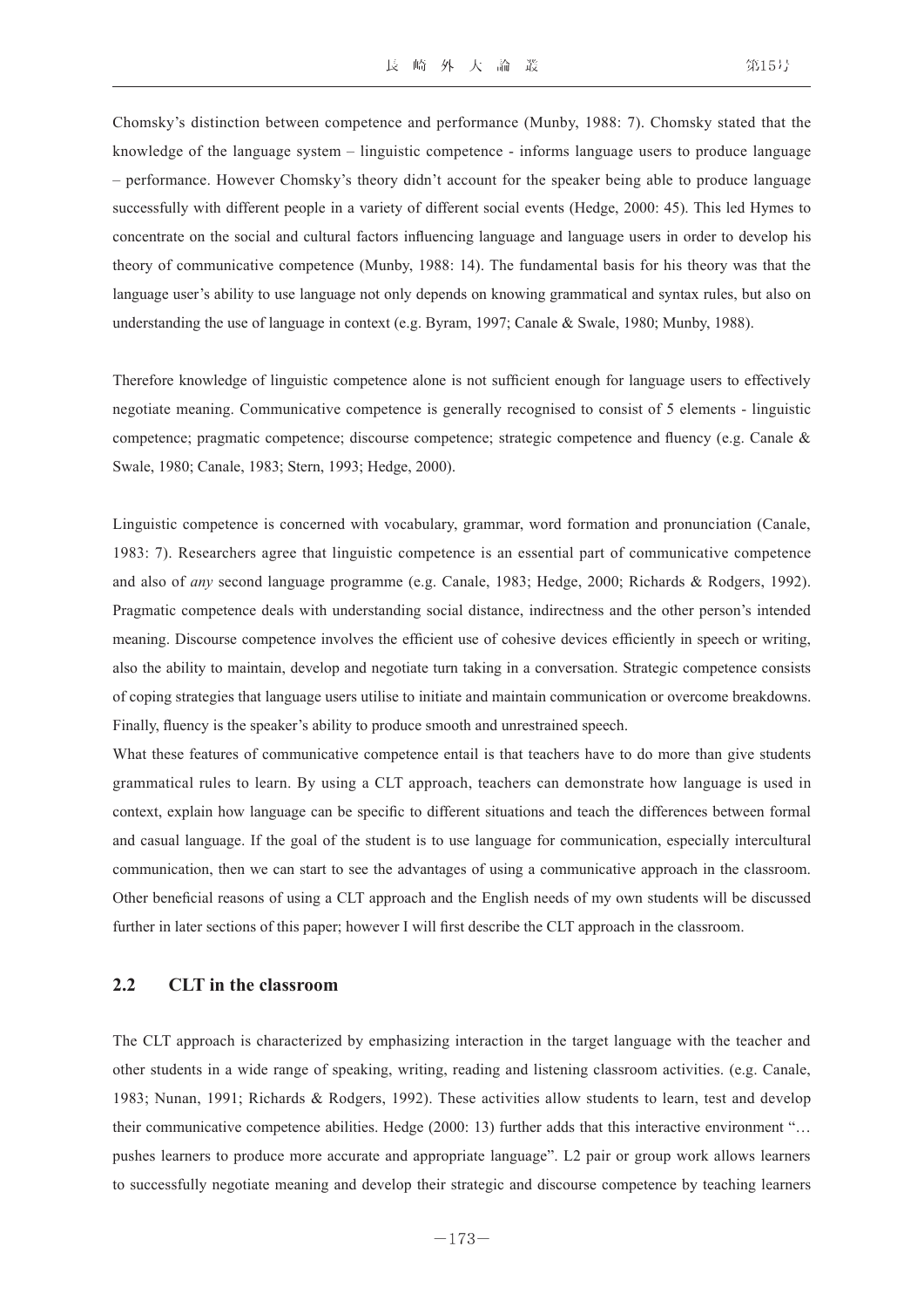Chomsky's distinction between competence and performance (Munby, 1988: 7). Chomsky stated that the knowledge of the language system – linguistic competence - informs language users to produce language – performance. However Chomsky's theory didn't account for the speaker being able to produce language successfully with different people in a variety of different social events (Hedge, 2000: 45). This led Hymes to concentrate on the social and cultural factors influencing language and language users in order to develop his theory of communicative competence (Munby, 1988: 14). The fundamental basis for his theory was that the language user's ability to use language not only depends on knowing grammatical and syntax rules, but also on understanding the use of language in context (e.g. Byram, 1997; Canale & Swale, 1980; Munby, 1988).

Therefore knowledge of linguistic competence alone is not sufficient enough for language users to effectively negotiate meaning. Communicative competence is generally recognised to consist of 5 elements - linguistic competence; pragmatic competence; discourse competence; strategic competence and fluency (e.g. Canale & Swale, 1980; Canale, 1983; Stern, 1993; Hedge, 2000).

Linguistic competence is concerned with vocabulary, grammar, word formation and pronunciation (Canale, 1983: 7). Researchers agree that linguistic competence is an essential part of communicative competence and also of *any* second language programme (e.g. Canale, 1983; Hedge, 2000; Richards & Rodgers, 1992). Pragmatic competence deals with understanding social distance, indirectness and the other person's intended meaning. Discourse competence involves the efficient use of cohesive devices efficiently in speech or writing, also the ability to maintain, develop and negotiate turn taking in a conversation. Strategic competence consists of coping strategies that language users utilise to initiate and maintain communication or overcome breakdowns. Finally, fluency is the speaker's ability to produce smooth and unrestrained speech.

What these features of communicative competence entail is that teachers have to do more than give students grammatical rules to learn. By using a CLT approach, teachers can demonstrate how language is used in context, explain how language can be specific to different situations and teach the differences between formal and casual language. If the goal of the student is to use language for communication, especially intercultural communication, then we can start to see the advantages of using a communicative approach in the classroom. Other beneficial reasons of using a CLT approach and the English needs of my own students will be discussed further in later sections of this paper; however I will first describe the CLT approach in the classroom.

## 2.2 CLT in the classroom

The CLT approach is characterized by emphasizing interaction in the target language with the teacher and other students in a wide range of speaking, writing, reading and listening classroom activities. (e.g. Canale, 1983; Nunan, 1991; Richards & Rodgers, 1992). These activities allow students to learn, test and develop their communicative competence abilities. Hedge (2000: 13) further adds that this interactive environment "… pushes learners to produce more accurate and appropriate language". L2 pair or group work allows learners to successfully negotiate meaning and develop their strategic and discourse competence by teaching learners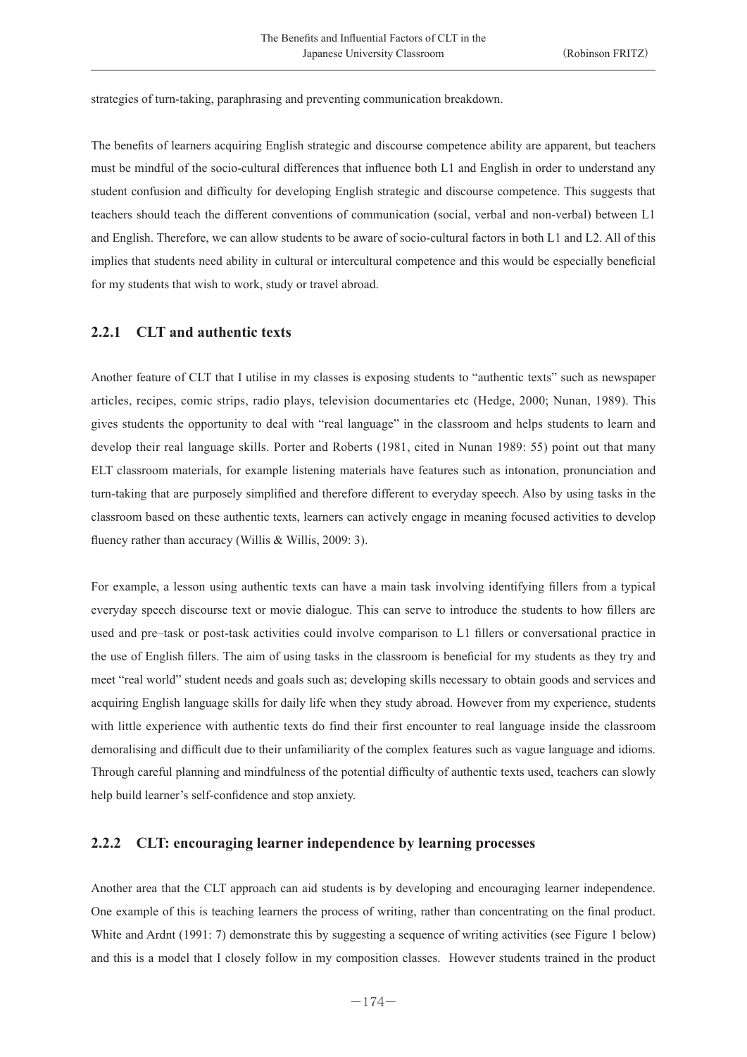strategies of turn-taking, paraphrasing and preventing communication breakdown.

The benefits of learners acquiring English strategic and discourse competence ability are apparent, but teachers must be mindful of the socio-cultural differences that influence both L1 and English in order to understand any student confusion and difficulty for developing English strategic and discourse competence. This suggests that teachers should teach the different conventions of communication (social, verbal and non-verbal) between L1 and English. Therefore, we can allow students to be aware of socio-cultural factors in both L1 and L2. All of this implies that students need ability in cultural or intercultural competence and this would be especially beneficial for my students that wish to work, study or travel abroad.

### 2.2.1 CLT and authentic texts

Another feature of CLT that I utilise in my classes is exposing students to "authentic texts" such as newspaper articles, recipes, comic strips, radio plays, television documentaries etc (Hedge, 2000; Nunan, 1989). This gives students the opportunity to deal with "real language" in the classroom and helps students to learn and develop their real language skills. Porter and Roberts (1981, cited in Nunan 1989: 55) point out that many ELT classroom materials, for example listening materials have features such as intonation, pronunciation and turn-taking that are purposely simplified and therefore different to everyday speech. Also by using tasks in the classroom based on these authentic texts, learners can actively engage in meaning focused activities to develop fluency rather than accuracy (Willis & Willis, 2009: 3).

For example, a lesson using authentic texts can have a main task involving identifying fillers from a typical everyday speech discourse text or movie dialogue. This can serve to introduce the students to how fillers are used and pre–task or post-task activities could involve comparison to L1 fillers or conversational practice in the use of English fillers. The aim of using tasks in the classroom is beneficial for my students as they try and meet "real world" student needs and goals such as; developing skills necessary to obtain goods and services and acquiring English language skills for daily life when they study abroad. However from my experience, students with little experience with authentic texts do find their first encounter to real language inside the classroom demoralising and difficult due to their unfamiliarity of the complex features such as vague language and idioms. Through careful planning and mindfulness of the potential difficulty of authentic texts used, teachers can slowly help build learner's self-confidence and stop anxiety.

### 2.2.2 CLT: encouraging learner independence by learning processes

Another area that the CLT approach can aid students is by developing and encouraging learner independence. One example of this is teaching learners the process of writing, rather than concentrating on the final product. White and Ardnt (1991: 7) demonstrate this by suggesting a sequence of writing activities (see Figure 1 below) and this is a model that I closely follow in my composition classes. However students trained in the product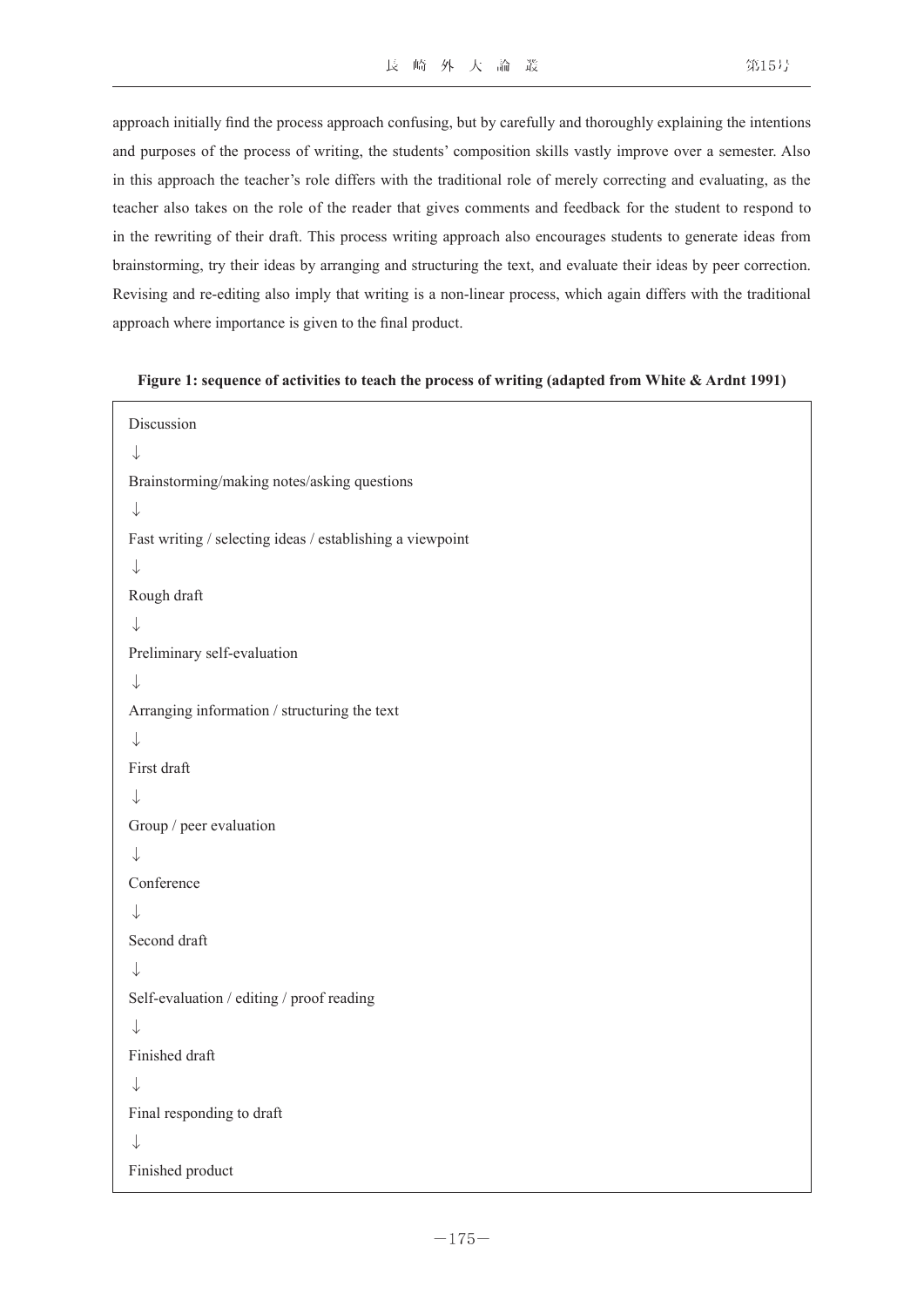approach initially find the process approach confusing, but by carefully and thoroughly explaining the intentions and purposes of the process of writing, the students' composition skills vastly improve over a semester. Also in this approach the teacher's role differs with the traditional role of merely correcting and evaluating, as the teacher also takes on the role of the reader that gives comments and feedback for the student to respond to in the rewriting of their draft. This process writing approach also encourages students to generate ideas from brainstorming, try their ideas by arranging and structuring the text, and evaluate their ideas by peer correction. Revising and re-editing also imply that writing is a non-linear process, which again differs with the traditional approach where importance is given to the final product.

**Figure 1: sequence of activities to teach the process of writing (adapted from White & Ardnt 1991)**

Discussion
↓
Brainstorming/making notes/asking questions
↓
Fast writing / selecting ideas / establishing a viewpoint
↓
Rough draft
↓
Preliminary self-evaluation
↓
Arranging information / structuring the text
↓
First draft
↓
Group / peer evaluation
↓
Conference
↓
Second draft
↓
Self-evaluation / editing / proof reading
↓
Finished draft
↓
Final responding to draft
↓
Finished product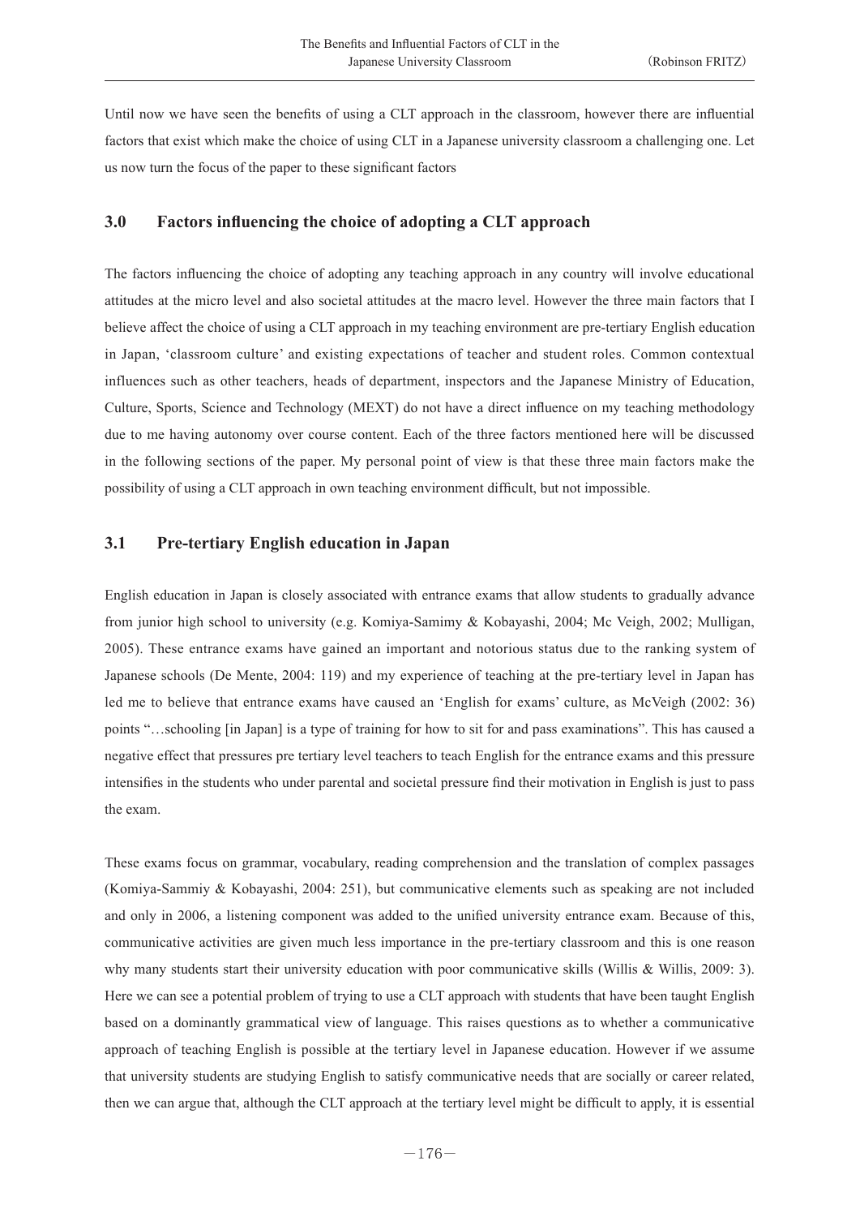Until now we have seen the benefits of using a CLT approach in the classroom, however there are influential factors that exist which make the choice of using CLT in a Japanese university classroom a challenging one. Let us now turn the focus of the paper to these significant factors

## 3.0 Factors influencing the choice of adopting a CLT approach

The factors influencing the choice of adopting any teaching approach in any country will involve educational attitudes at the micro level and also societal attitudes at the macro level. However the three main factors that I believe affect the choice of using a CLT approach in my teaching environment are pre-tertiary English education in Japan, 'classroom culture' and existing expectations of teacher and student roles. Common contextual influences such as other teachers, heads of department, inspectors and the Japanese Ministry of Education, Culture, Sports, Science and Technology (MEXT) do not have a direct influence on my teaching methodology due to me having autonomy over course content. Each of the three factors mentioned here will be discussed in the following sections of the paper. My personal point of view is that these three main factors make the possibility of using a CLT approach in own teaching environment difficult, but not impossible.

## 3.1 Pre-tertiary English education in Japan

English education in Japan is closely associated with entrance exams that allow students to gradually advance from junior high school to university (e.g. Komiya-Samimy & Kobayashi, 2004; Mc Veigh, 2002; Mulligan, 2005). These entrance exams have gained an important and notorious status due to the ranking system of Japanese schools (De Mente, 2004: 119) and my experience of teaching at the pre-tertiary level in Japan has led me to believe that entrance exams have caused an 'English for exams' culture, as McVeigh (2002: 36) points "…schooling [in Japan] is a type of training for how to sit for and pass examinations". This has caused a negative effect that pressures pre tertiary level teachers to teach English for the entrance exams and this pressure intensifies in the students who under parental and societal pressure find their motivation in English is just to pass the exam.

These exams focus on grammar, vocabulary, reading comprehension and the translation of complex passages (Komiya-Sammiy & Kobayashi, 2004: 251), but communicative elements such as speaking are not included and only in 2006, a listening component was added to the unified university entrance exam. Because of this, communicative activities are given much less importance in the pre-tertiary classroom and this is one reason why many students start their university education with poor communicative skills (Willis & Willis, 2009: 3). Here we can see a potential problem of trying to use a CLT approach with students that have been taught English based on a dominantly grammatical view of language. This raises questions as to whether a communicative approach of teaching English is possible at the tertiary level in Japanese education. However if we assume that university students are studying English to satisfy communicative needs that are socially or career related, then we can argue that, although the CLT approach at the tertiary level might be difficult to apply, it is essential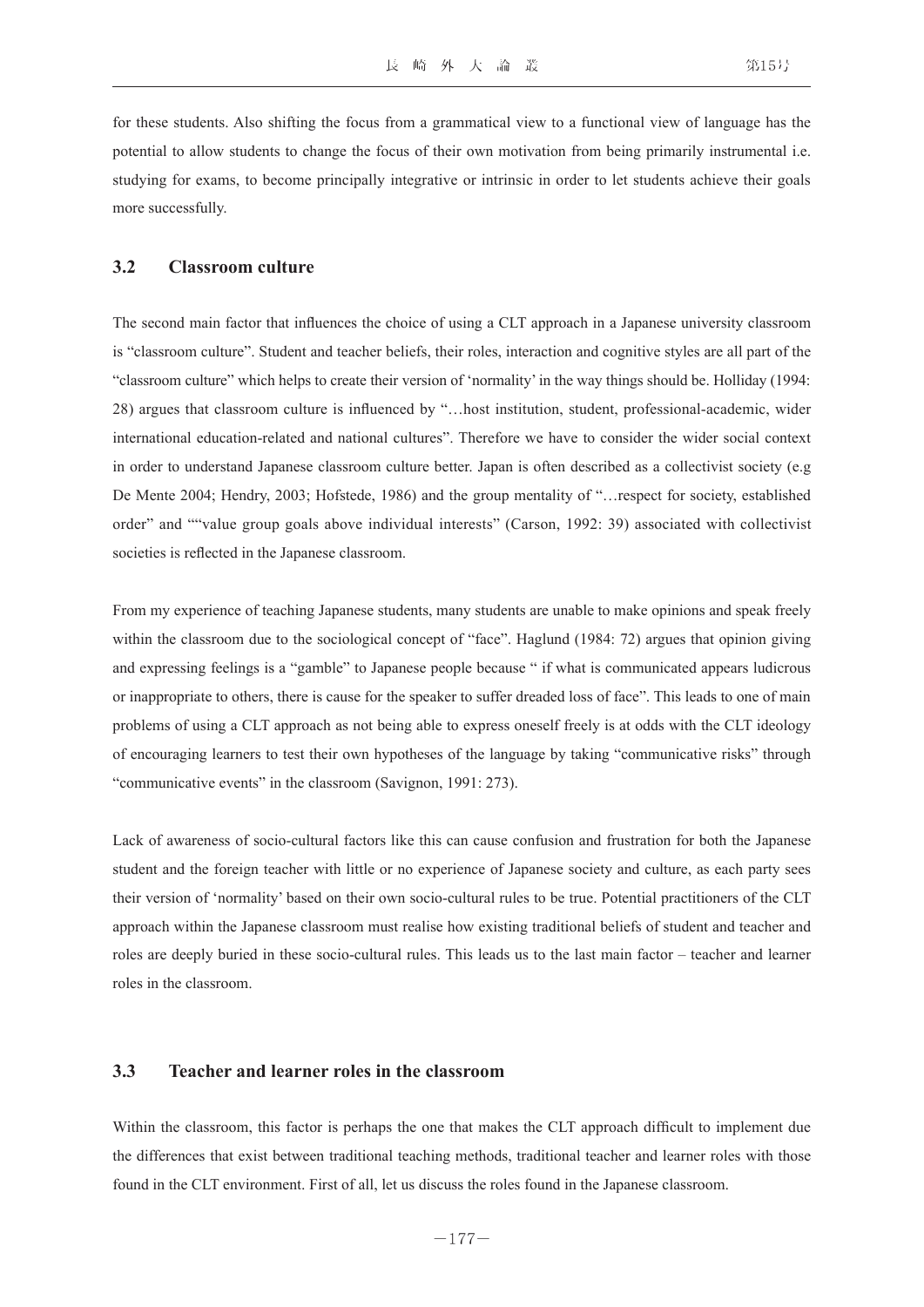for these students. Also shifting the focus from a grammatical view to a functional view of language has the potential to allow students to change the focus of their own motivation from being primarily instrumental i.e. studying for exams, to become principally integrative or intrinsic in order to let students achieve their goals more successfully.

### 3.2 Classroom culture

The second main factor that influences the choice of using a CLT approach in a Japanese university classroom is "classroom culture". Student and teacher beliefs, their roles, interaction and cognitive styles are all part of the "classroom culture" which helps to create their version of 'normality' in the way things should be. Holliday (1994: 28) argues that classroom culture is influenced by "…host institution, student, professional-academic, wider international education-related and national cultures". Therefore we have to consider the wider social context in order to understand Japanese classroom culture better. Japan is often described as a collectivist society (e.g De Mente 2004; Hendry, 2003; Hofstede, 1986) and the group mentality of "…respect for society, established order" and ""value group goals above individual interests" (Carson, 1992: 39) associated with collectivist societies is reflected in the Japanese classroom.

From my experience of teaching Japanese students, many students are unable to make opinions and speak freely within the classroom due to the sociological concept of "face". Haglund (1984: 72) argues that opinion giving and expressing feelings is a "gamble" to Japanese people because " if what is communicated appears ludicrous or inappropriate to others, there is cause for the speaker to suffer dreaded loss of face". This leads to one of main problems of using a CLT approach as not being able to express oneself freely is at odds with the CLT ideology of encouraging learners to test their own hypotheses of the language by taking "communicative risks" through "communicative events" in the classroom (Savignon, 1991: 273).

Lack of awareness of socio-cultural factors like this can cause confusion and frustration for both the Japanese student and the foreign teacher with little or no experience of Japanese society and culture, as each party sees their version of 'normality' based on their own socio-cultural rules to be true. Potential practitioners of the CLT approach within the Japanese classroom must realise how existing traditional beliefs of student and teacher and roles are deeply buried in these socio-cultural rules. This leads us to the last main factor – teacher and learner roles in the classroom.

### 3.3 Teacher and learner roles in the classroom

Within the classroom, this factor is perhaps the one that makes the CLT approach difficult to implement due the differences that exist between traditional teaching methods, traditional teacher and learner roles with those found in the CLT environment. First of all, let us discuss the roles found in the Japanese classroom.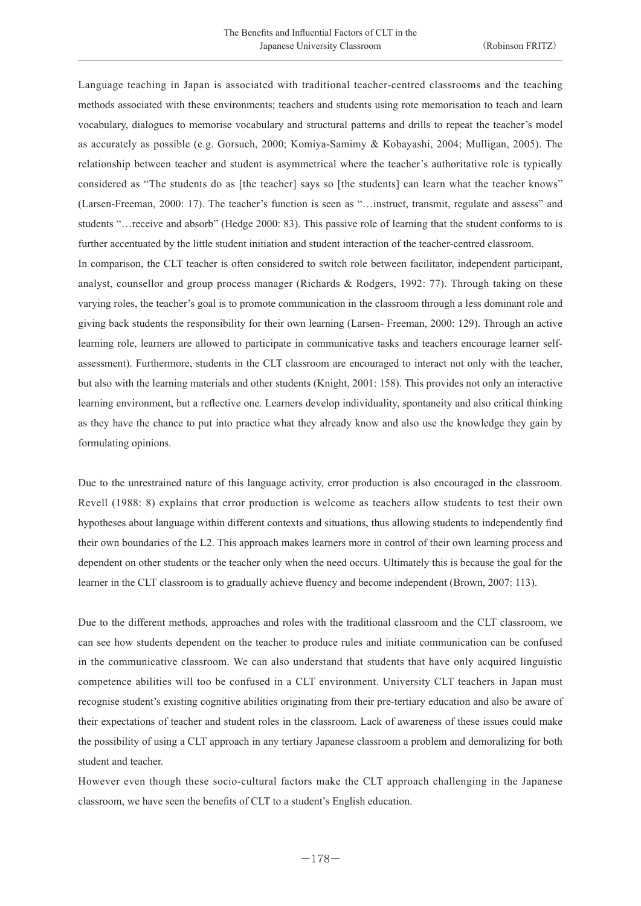Language teaching in Japan is associated with traditional teacher-centred classrooms and the teaching methods associated with these environments; teachers and students using rote memorisation to teach and learn vocabulary, dialogues to memorise vocabulary and structural patterns and drills to repeat the teacher's model as accurately as possible (e.g. Gorsuch, 2000; Komiya-Samimy & Kobayashi, 2004; Mulligan, 2005). The relationship between teacher and student is asymmetrical where the teacher's authoritative role is typically considered as "The students do as [the teacher] says so [the students] can learn what the teacher knows" (Larsen-Freeman, 2000: 17). The teacher's function is seen as "…instruct, transmit, regulate and assess" and students "…receive and absorb" (Hedge 2000: 83). This passive role of learning that the student conforms to is further accentuated by the little student initiation and student interaction of the teacher-centred classroom.

In comparison, the CLT teacher is often considered to switch role between facilitator, independent participant, analyst, counsellor and group process manager (Richards & Rodgers, 1992: 77). Through taking on these varying roles, the teacher's goal is to promote communication in the classroom through a less dominant role and giving back students the responsibility for their own learning (Larsen- Freeman, 2000: 129). Through an active learning role, learners are allowed to participate in communicative tasks and teachers encourage learner self-assessment). Furthermore, students in the CLT classroom are encouraged to interact not only with the teacher, but also with the learning materials and other students (Knight, 2001: 158). This provides not only an interactive learning environment, but a reflective one. Learners develop individuality, spontaneity and also critical thinking as they have the chance to put into practice what they already know and also use the knowledge they gain by formulating opinions.

Due to the unrestrained nature of this language activity, error production is also encouraged in the classroom. Revell (1988: 8) explains that error production is welcome as teachers allow students to test their own hypotheses about language within different contexts and situations, thus allowing students to independently find their own boundaries of the L2. This approach makes learners more in control of their own learning process and dependent on other students or the teacher only when the need occurs. Ultimately this is because the goal for the learner in the CLT classroom is to gradually achieve fluency and become independent (Brown, 2007: 113).

Due to the different methods, approaches and roles with the traditional classroom and the CLT classroom, we can see how students dependent on the teacher to produce rules and initiate communication can be confused in the communicative classroom. We can also understand that students that have only acquired linguistic competence abilities will too be confused in a CLT environment. University CLT teachers in Japan must recognise student's existing cognitive abilities originating from their pre-tertiary education and also be aware of their expectations of teacher and student roles in the classroom. Lack of awareness of these issues could make the possibility of using a CLT approach in any tertiary Japanese classroom a problem and demoralizing for both student and teacher.

However even though these socio-cultural factors make the CLT approach challenging in the Japanese classroom, we have seen the benefits of CLT to a student's English education.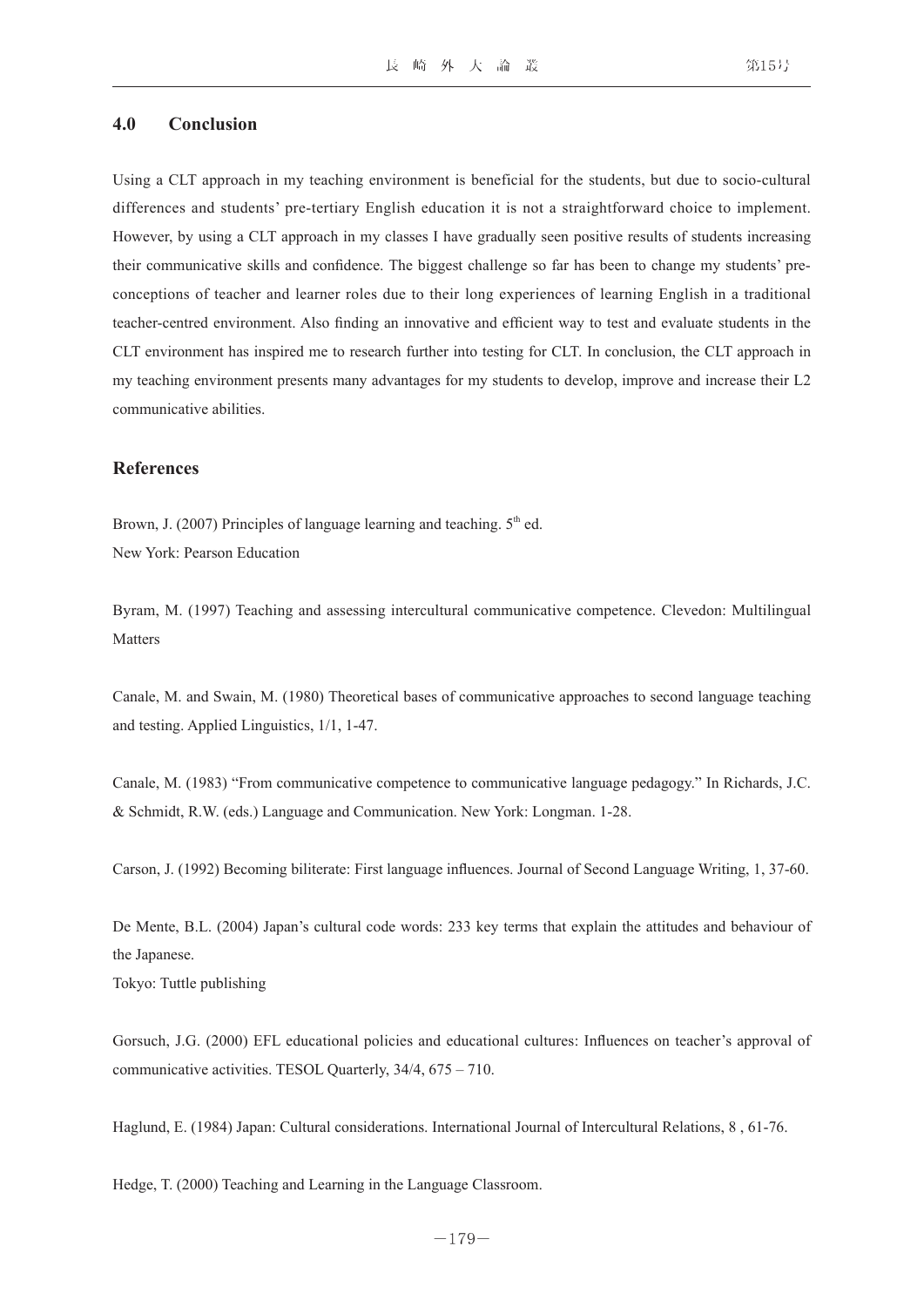## 4.0 Conclusion

Using a CLT approach in my teaching environment is beneficial for the students, but due to socio-cultural differences and students' pre-tertiary English education it is not a straightforward choice to implement. However, by using a CLT approach in my classes I have gradually seen positive results of students increasing their communicative skills and confidence. The biggest challenge so far has been to change my students' preconceptions of teacher and learner roles due to their long experiences of learning English in a traditional teacher-centred environment. Also finding an innovative and efficient way to test and evaluate students in the CLT environment has inspired me to research further into testing for CLT. In conclusion, the CLT approach in my teaching environment presents many advantages for my students to develop, improve and increase their L2 communicative abilities.

## References

Brown, J. (2007) Principles of language learning and teaching. 5th ed.
New York: Pearson Education

Byram, M. (1997) Teaching and assessing intercultural communicative competence. Clevedon: Multilingual Matters

Canale, M. and Swain, M. (1980) Theoretical bases of communicative approaches to second language teaching and testing. Applied Linguistics, 1/1, 1-47.

Canale, M. (1983) "From communicative competence to communicative language pedagogy." In Richards, J.C. & Schmidt, R.W. (eds.) Language and Communication. New York: Longman. 1-28.

Carson, J. (1992) Becoming biliterate: First language influences. Journal of Second Language Writing, 1, 37-60.

De Mente, B.L. (2004) Japan's cultural code words: 233 key terms that explain the attitudes and behaviour of the Japanese.
Tokyo: Tuttle publishing

Gorsuch, J.G. (2000) EFL educational policies and educational cultures: Influences on teacher's approval of communicative activities. TESOL Quarterly, 34/4, 675 – 710.

Haglund, E. (1984) Japan: Cultural considerations. International Journal of Intercultural Relations, 8 , 61-76.

Hedge, T. (2000) Teaching and Learning in the Language Classroom.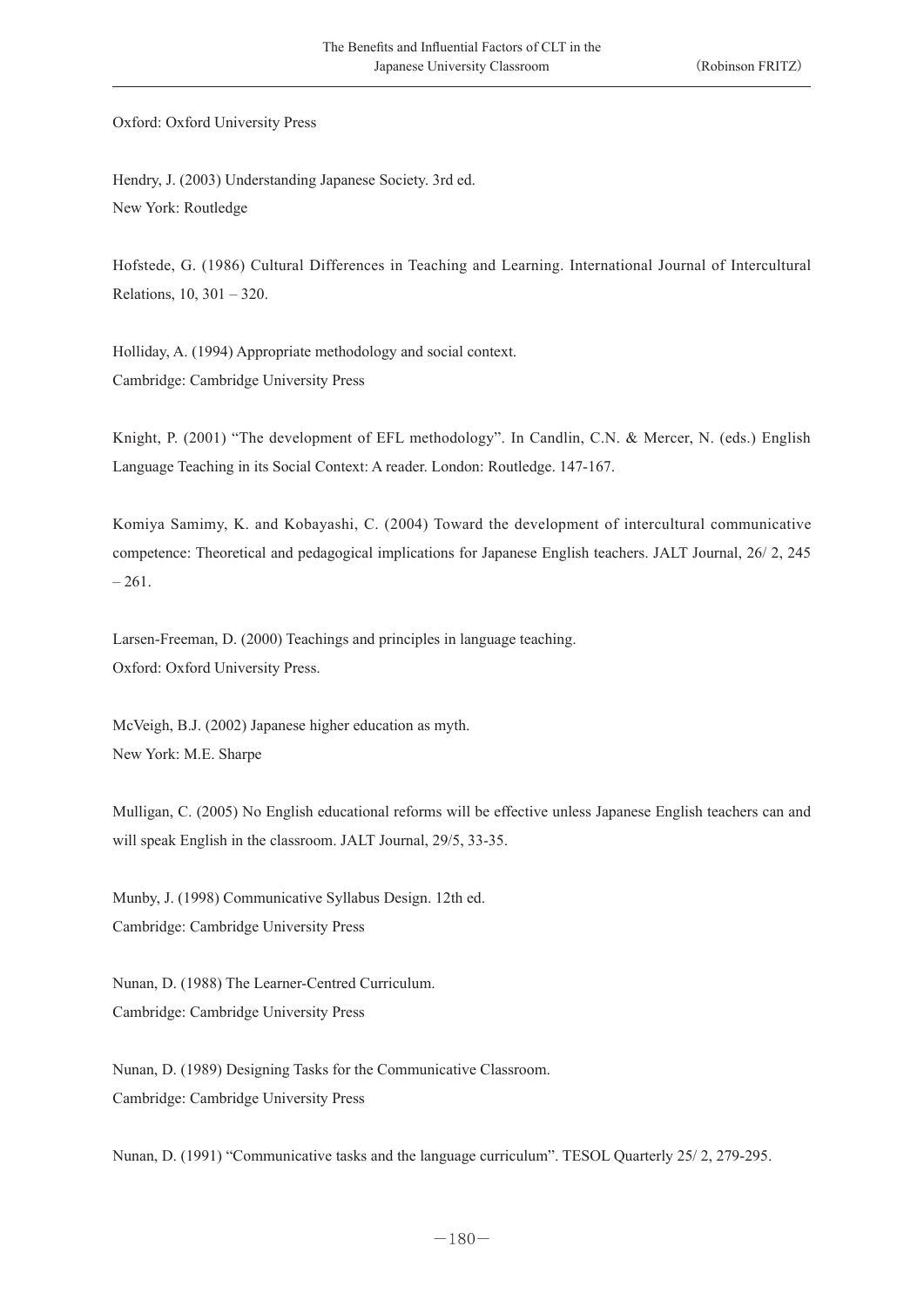Oxford: Oxford University Press

Hendry, J. (2003) Understanding Japanese Society. 3rd ed.
New York: Routledge

Hofstede, G. (1986) Cultural Differences in Teaching and Learning. International Journal of Intercultural Relations, 10, 301 – 320.

Holliday, A. (1994) Appropriate methodology and social context.
Cambridge: Cambridge University Press

Knight, P. (2001) "The development of EFL methodology". In Candlin, C.N. & Mercer, N. (eds.) English Language Teaching in its Social Context: A reader. London: Routledge. 147-167.

Komiya Samimy, K. and Kobayashi, C. (2004) Toward the development of intercultural communicative competence: Theoretical and pedagogical implications for Japanese English teachers. JALT Journal, 26/ 2, 245 – 261.

Larsen-Freeman, D. (2000) Teachings and principles in language teaching.
Oxford: Oxford University Press.

McVeigh, B.J. (2002) Japanese higher education as myth.
New York: M.E. Sharpe

Mulligan, C. (2005) No English educational reforms will be effective unless Japanese English teachers can and will speak English in the classroom. JALT Journal, 29/5, 33-35.

Munby, J. (1998) Communicative Syllabus Design. 12th ed.
Cambridge: Cambridge University Press

Nunan, D. (1988) The Learner-Centred Curriculum.
Cambridge: Cambridge University Press

Nunan, D. (1989) Designing Tasks for the Communicative Classroom.
Cambridge: Cambridge University Press

Nunan, D. (1991) "Communicative tasks and the language curriculum". TESOL Quarterly 25/ 2, 279-295.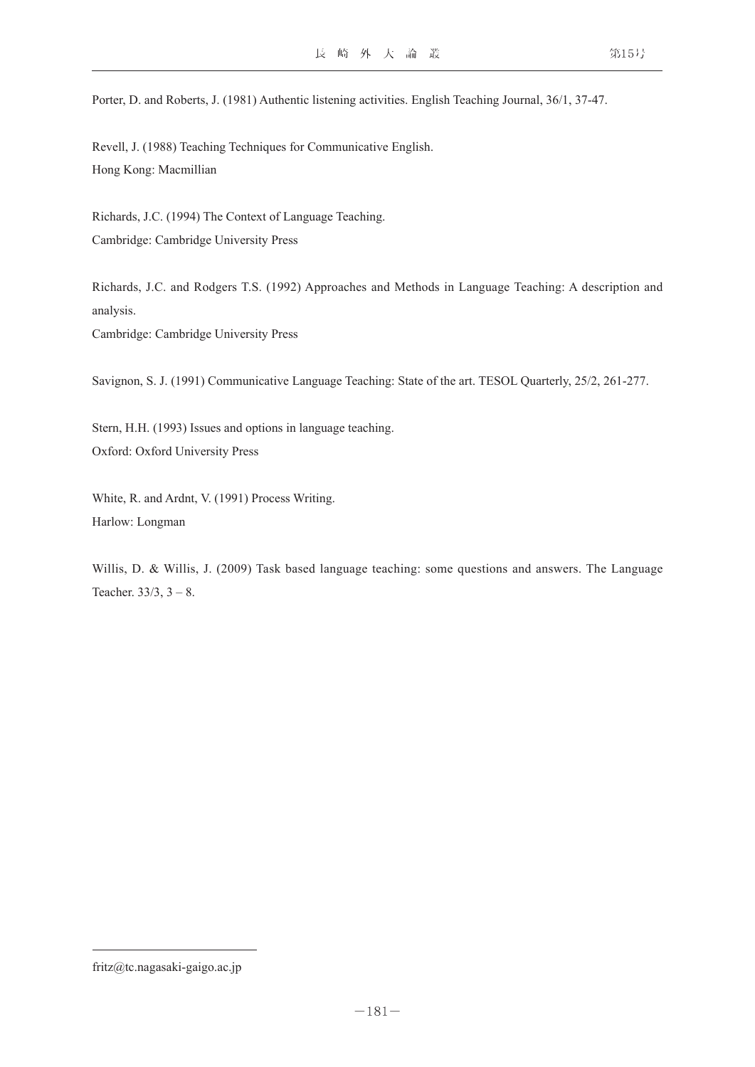Porter, D. and Roberts, J. (1981) Authentic listening activities. English Teaching Journal, 36/1, 37-47.

Revell, J. (1988) Teaching Techniques for Communicative English.
Hong Kong: Macmillian

Richards, J.C. (1994) The Context of Language Teaching.
Cambridge: Cambridge University Press

Richards, J.C. and Rodgers T.S. (1992) Approaches and Methods in Language Teaching: A description and analysis.
Cambridge: Cambridge University Press

Savignon, S. J. (1991) Communicative Language Teaching: State of the art. TESOL Quarterly, 25/2, 261-277.

Stern, H.H. (1993) Issues and options in language teaching.
Oxford: Oxford University Press

White, R. and Ardnt, V. (1991) Process Writing.
Harlow: Longman

Willis, D. & Willis, J. (2009) Task based language teaching: some questions and answers. The Language Teacher. 33/3, 3 – 8.

---

fritz@tc.nagasaki-gaigo.ac.jp